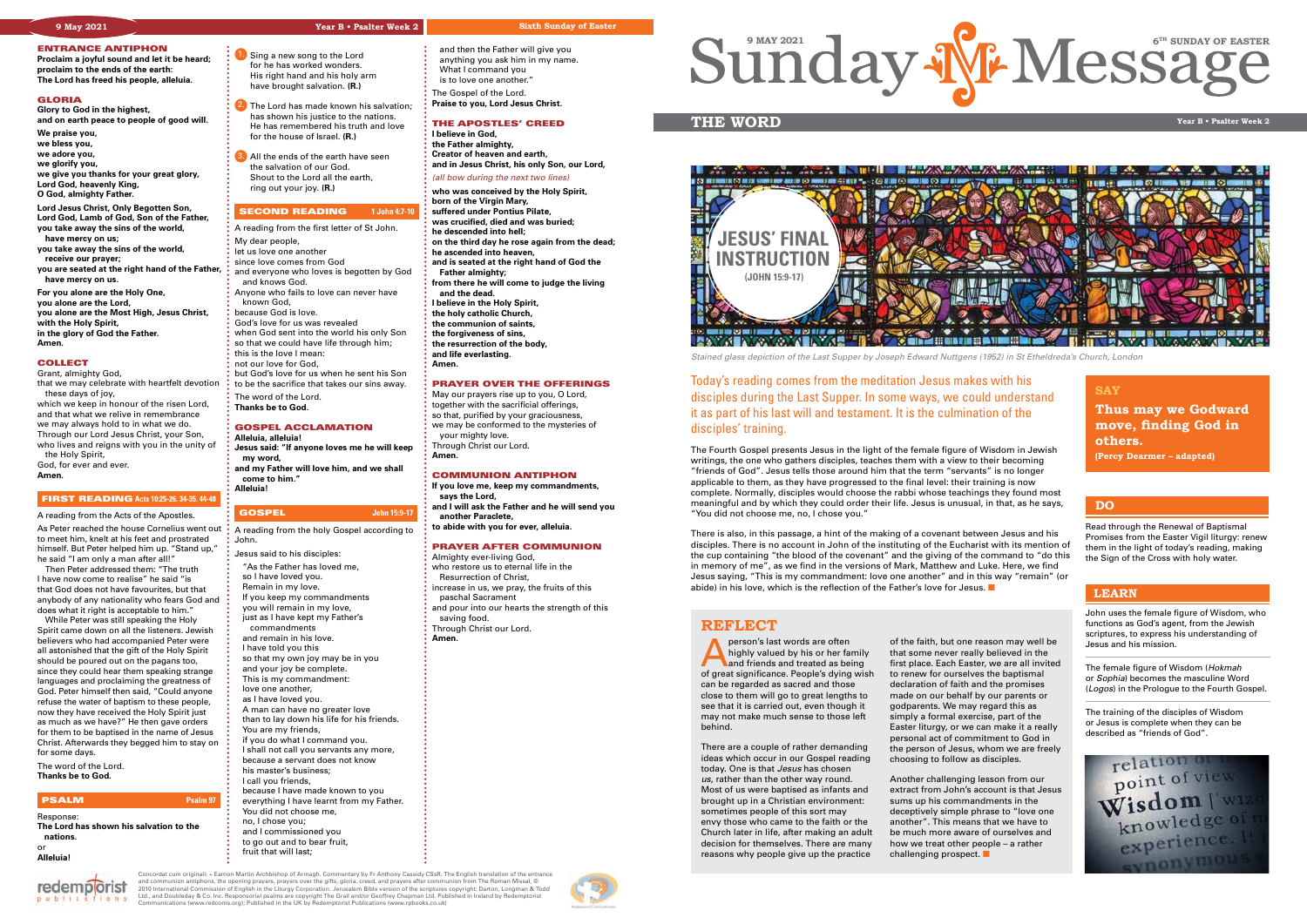## ENTRANCE ANTIPHON

**Proclaim a joyful sound and let it be heard; proclaim to the ends of the earth: The Lord has freed his people, alleluia.**

## GLORIA

**Glory to God in the highest, and on earth peace to people of good will.**

**We praise you, we bless you, we adore you, we glorify you, we give you thanks for your great glory, Lord God, heavenly King, O God, almighty Father.**

**Lord Jesus Christ, Only Begotten Son, Lord God, Lamb of God, Son of the Father, you take away the sins of the world, have mercy on us; you take away the sins of the world, receive our prayer; you are seated at the right hand of the Father, have mercy on us.**

**For you alone are the Holy One, you alone are the Lord, you alone are the Most High, Jesus Christ, with the Holy Spirit, in the glory of God the Father. Amen.**

## COLLECT

Grant, almighty God,
that we may celebrate with heartfelt devotion these days of joy,
which we keep in honour of the risen Lord,
and that what we relive in remembrance
we may always hold to in what we do.
Through our Lord Jesus Christ, your Son,
who lives and reigns with you in the unity of the Holy Spirit,
God, for ever and ever.
**Amen.**

## FIRST READING Acts 10:25-26. 34-35. 44-48

A reading from the Acts of the Apostles.

As Peter reached the house Cornelius went out to meet him, knelt at his feet and prostrated himself. But Peter helped him up. "Stand up," he said "I am only a man after all!"

Then Peter addressed them: "The truth I have now come to realise" he said "is that God does not have favourites, but that anybody of any nationality who fears God and does what it right is acceptable to him."

While Peter was still speaking the Holy Spirit came down on all the listeners. Jewish believers who had accompanied Peter were all astonished that the gift of the Holy Spirit should be poured out on the pagans too, since they could hear them speaking strange languages and proclaiming the greatness of God. Peter himself then said, "Could anyone refuse the water of baptism to these people, now they have received the Holy Spirit just as much as we have?" He then gave orders for them to be baptised in the name of Jesus Christ. Afterwards they begged him to stay on for some days.

The word of the Lord.
**Thanks be to God.**

## PSALM Psalm 97

Response:
**The Lord has shown his salvation to the nations.**
or
**Alleluia!**

1. Sing a new song to the Lord
for he has worked wonders.
His right hand and his holy arm
have brought salvation. **(R.)**

2. The Lord has made known his salvation;
has shown his justice to the nations.
He has remembered his truth and love
for the house of Israel. **(R.)**

3. All the ends of the earth have seen
the salvation of our God.
Shout to the Lord all the earth,
ring out your joy. **(R.)**

## SECOND READING 1 John 4:7-10

A reading from the first letter of St John.

My dear people,
let us love one another
since love comes from God
and everyone who loves is begotten by God and knows God.
Anyone who fails to love can never have known God,
because God is love.
God's love for us was revealed
when God sent into the world his only Son
so that we could have life through him;
this is the love I mean:
not our love for God,
but God's love for us when he sent his Son
to be the sacrifice that takes our sins away.

The word of the Lord.
**Thanks be to God.**

## GOSPEL ACCLAMATION

**Alleluia, alleluia!**
**Jesus said: "If anyone loves me he will keep my word,**
**and my Father will love him, and we shall come to him."**
**Alleluia!**

## GOSPEL John 15:9-17

A reading from the holy Gospel according to John.

Jesus said to his disciples:

"As the Father has loved me,
so I have loved you.
Remain in my love.
If you keep my commandments
you will remain in my love,
just as I have kept my Father's commandments
and remain in his love.
I have told you this
so that my own joy may be in you
and your joy be complete.
This is my commandment:
love one another,
as I have loved you.
A man can have no greater love
than to lay down his life for his friends.
You are my friends,
if you do what I command you.
I shall not call you servants any more,
because a servant does not know
his master's business;
I call you friends,
because I have made known to you
everything I have learnt from my Father.
You did not choose me,
no, I chose you;
and I commissioned you
to go out and to bear fruit,
fruit that will last;
and then the Father will give you
anything you ask him in my name.
What I command you
is to love one another."

The Gospel of the Lord.
**Praise to you, Lord Jesus Christ.**

## THE APOSTLES' CREED

**I believe in God,**
**the Father almighty,**
**Creator of heaven and earth,**
**and in Jesus Christ, his only Son, our Lord,**
*(all bow during the next two lines)*
**who was conceived by the Holy Spirit,**
**born of the Virgin Mary,**
**suffered under Pontius Pilate,**
**was crucified, died and was buried;**
**he descended into hell;**
**on the third day he rose again from the dead;**
**he ascended into heaven,**
**and is seated at the right hand of God the Father almighty;**
**from there he will come to judge the living and the dead.**
**I believe in the Holy Spirit,**
**the holy catholic Church,**
**the communion of saints,**
**the forgiveness of sins,**
**the resurrection of the body,**
**and life everlasting.**
**Amen.**

## PRAYER OVER THE OFFERINGS

May our prayers rise up to you, O Lord,
together with the sacrificial offerings,
so that, purified by your graciousness,
we may be conformed to the mysteries of your mighty love.
Through Christ our Lord.
**Amen.**

## COMMUNION ANTIPHON

**If you love me, keep my commandments, says the Lord,**
**and I will ask the Father and he will send you another Paraclete,**
**to abide with you for ever, alleluia.**

## PRAYER AFTER COMMUNION

Almighty ever-living God,
who restore us to eternal life in the Resurrection of Christ,
increase in us, we pray, the fruits of this paschal Sacrament
and pour into our hearts the strength of this saving food.
Through Christ our Lord.
**Amen.**

# Sunday Message

9 MAY 2021 — 6TH SUNDAY OF EASTER

## THE WORD

Year B • Psalter Week 2

**JESUS' FINAL INSTRUCTION (JOHN 15:9-17)**

*Stained glass depiction of the Last Supper by Joseph Edward Nuttgens (1952) in St Etheldreda's Church, London*

Today's reading comes from the meditation Jesus makes with his disciples during the Last Supper. In some ways, we could understand it as part of his last will and testament. It is the culmination of the disciples' training.

The Fourth Gospel presents Jesus in the light of the female figure of Wisdom in Jewish writings, the one who gathers disciples, teaches them with a view to their becoming "friends of God". Jesus tells those around him that the term "servants" is no longer applicable to them, as they have progressed to the final level: their training is now complete. Normally, disciples would choose the rabbi whose teachings they found most meaningful and by which they could order their life. Jesus is unusual, in that, as he says, "You did not choose me, no, I chose you."

There is also, in this passage, a hint of the making of a covenant between Jesus and his disciples. There is no account in John of the instituting of the Eucharist with its mention of the cup containing "the blood of the covenant" and the giving of the command to "do this in memory of me", as we find in the versions of Mark, Matthew and Luke. Here, we find Jesus saying, "This is my commandment: love one another" and in this way "remain" (or abide) in his love, which is the reflection of the Father's love for Jesus. ■

## REFLECT

A person's last words are often highly valued by his or her family and friends and treated as being of great significance. People's dying wish can be regarded as sacred and those close to them will go to great lengths to see that it is carried out, even though it may not make much sense to those left behind.

There are a couple of rather demanding ideas which occur in our Gospel reading today. One is that *Jesus* has chosen *us*, rather than the other way round. Most of us were baptised as infants and brought up in a Christian environment: sometimes people of this sort may envy those who came to the faith or the Church later in life, after making an adult decision for themselves. There are many reasons why people give up the practice of the faith, but one reason may well be that some never really believed in the first place. Each Easter, we are all invited to renew for ourselves the baptismal declaration of faith and the promises made on our behalf by our parents or godparents. We may regard this as simply a formal exercise, part of the Easter liturgy, or we can make it a really personal act of commitment to God in the person of Jesus, whom we are freely choosing to follow as disciples.

Another challenging lesson from our extract from John's account is that Jesus sums up his commandments in the deceptively simple phrase to "love one another". This means that we have to be much more aware of ourselves and how we treat other people – a rather challenging prospect. ■

## SAY

**Thus may we Godward move, finding God in others.**
**(Percy Dearmer – adapted)**

## DO

Read through the Renewal of Baptismal Promises from the Easter Vigil liturgy: renew them in the light of today's reading, making the Sign of the Cross with holy water.

## LEARN

John uses the female figure of Wisdom, who functions as God's agent, from the Jewish scriptures, to express his understanding of Jesus and his mission.

The female figure of Wisdom (*Hokmah* or *Sophia*) becomes the masculine Word (*Logos*) in the Prologue to the Fourth Gospel.

The training of the disciples of Wisdom or Jesus is complete when they can be described as "friends of God".

Concordat cum originali: + Eamon Martin Archbishop of Armagh. Commentary by Fr Anthony Cassidy CSsR. The English translation of the entrance and communion antiphons, the opening prayers, prayers over the gifts, gloria, creed, and prayers after communion from The Roman Missal, © 2010 International Commission of English in the Liturgy Corporation. Jerusalem Bible version of the scriptures copyright: Darton, Longman & Todd Ltd., and Doubleday & Co. Inc. Responsorial psalms are copyright The Grail and/or Geoffrey Chapman Ltd. Published in Ireland by Redemptorist Communications (www.redcoms.org); Published in the UK by Redemptorist Publications (www.rpbooks.co.uk)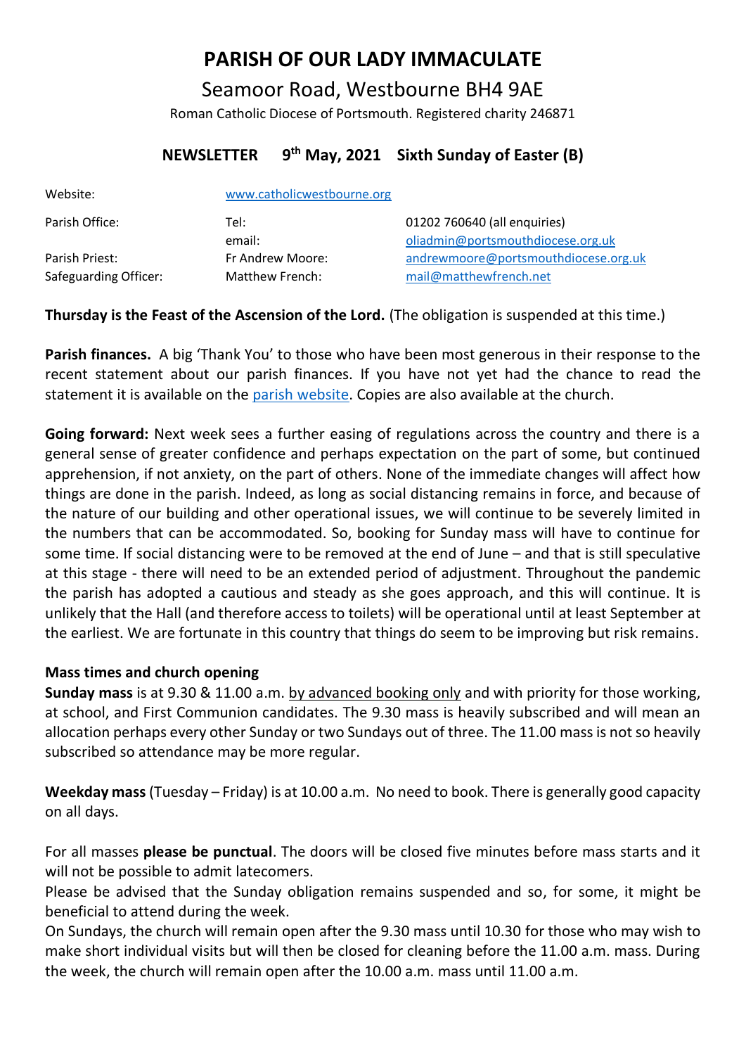# PARISH OF OUR LADY IMMACULATE

## Seamoor Road, Westbourne BH4 9AE

Roman Catholic Diocese of Portsmouth. Registered charity 246871

### NEWSLETTER 9th May, 2021 Sixth Sunday of Easter (B)

| | | |
|---|---|---|
| Website: | www.catholicwestbourne.org | |
| Parish Office: | Tel: | 01202 760640 (all enquiries) |
| | email: | oliadmin@portsmouthdiocese.org.uk |
| Parish Priest: | Fr Andrew Moore: | andrewmoore@portsmouthdiocese.org.uk |
| Safeguarding Officer: | Matthew French: | mail@matthewfrench.net |

**Thursday is the Feast of the Ascension of the Lord.** (The obligation is suspended at this time.)

**Parish finances.** A big 'Thank You' to those who have been most generous in their response to the recent statement about our parish finances. If you have not yet had the chance to read the statement it is available on the parish website. Copies are also available at the church.

**Going forward:** Next week sees a further easing of regulations across the country and there is a general sense of greater confidence and perhaps expectation on the part of some, but continued apprehension, if not anxiety, on the part of others. None of the immediate changes will affect how things are done in the parish. Indeed, as long as social distancing remains in force, and because of the nature of our building and other operational issues, we will continue to be severely limited in the numbers that can be accommodated. So, booking for Sunday mass will have to continue for some time. If social distancing were to be removed at the end of June – and that is still speculative at this stage - there will need to be an extended period of adjustment. Throughout the pandemic the parish has adopted a cautious and steady as she goes approach, and this will continue. It is unlikely that the Hall (and therefore access to toilets) will be operational until at least September at the earliest. We are fortunate in this country that things do seem to be improving but risk remains.

### Mass times and church opening

**Sunday mass** is at 9.30 & 11.00 a.m. by advanced booking only and with priority for those working, at school, and First Communion candidates. The 9.30 mass is heavily subscribed and will mean an allocation perhaps every other Sunday or two Sundays out of three. The 11.00 mass is not so heavily subscribed so attendance may be more regular.

**Weekday mass** (Tuesday – Friday) is at 10.00 a.m. No need to book. There is generally good capacity on all days.

For all masses **please be punctual**. The doors will be closed five minutes before mass starts and it will not be possible to admit latecomers.

Please be advised that the Sunday obligation remains suspended and so, for some, it might be beneficial to attend during the week.

On Sundays, the church will remain open after the 9.30 mass until 10.30 for those who may wish to make short individual visits but will then be closed for cleaning before the 11.00 a.m. mass. During the week, the church will remain open after the 10.00 a.m. mass until 11.00 a.m.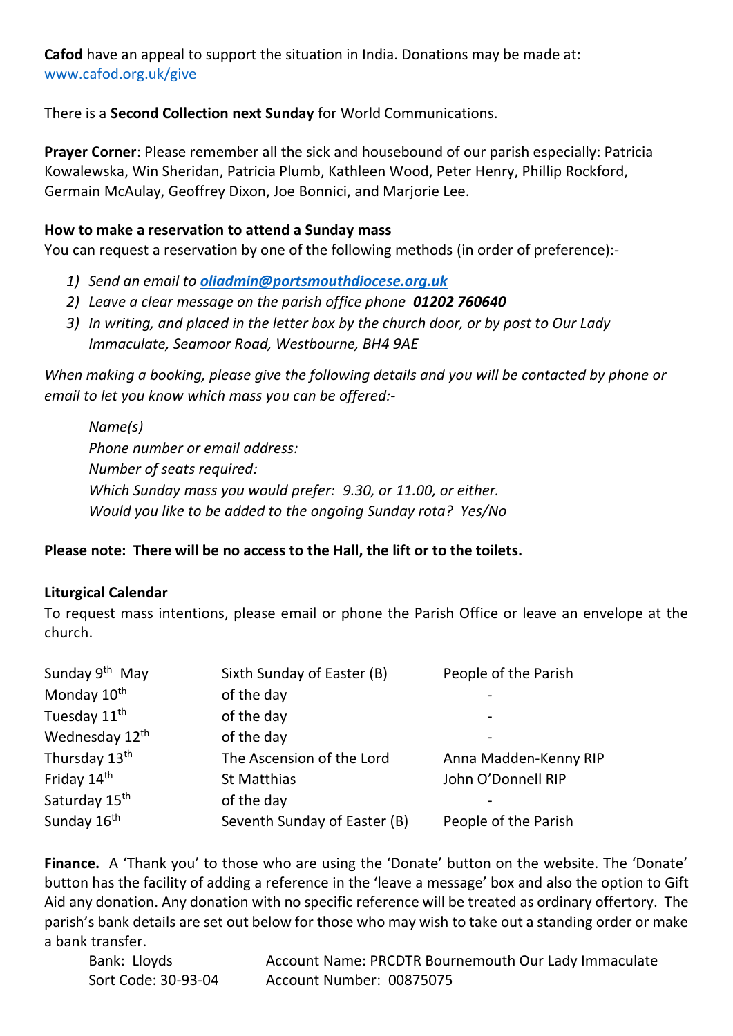**Cafod** have an appeal to support the situation in India. Donations may be made at: www.cafod.org.uk/give

There is a **Second Collection next Sunday** for World Communications.

**Prayer Corner**: Please remember all the sick and housebound of our parish especially: Patricia Kowalewska, Win Sheridan, Patricia Plumb, Kathleen Wood, Peter Henry, Phillip Rockford, Germain McAulay, Geoffrey Dixon, Joe Bonnici, and Marjorie Lee.

**How to make a reservation to attend a Sunday mass**

You can request a reservation by one of the following methods (in order of preference):-

1) *Send an email to* ***oliadmin@portsmouthdiocese.org.uk***
2) *Leave a clear message on the parish office phone* ***01202 760640***
3) *In writing, and placed in the letter box by the church door, or by post to Our Lady Immaculate, Seamoor Road, Westbourne, BH4 9AE*

*When making a booking, please give the following details and you will be contacted by phone or email to let you know which mass you can be offered:-*

*Name(s)*
*Phone number or email address:*
*Number of seats required:*
*Which Sunday mass you would prefer: 9.30, or 11.00, or either.*
*Would you like to be added to the ongoing Sunday rota? Yes/No*

**Please note: There will be no access to the Hall, the lift or to the toilets.**

**Liturgical Calendar**

To request mass intentions, please email or phone the Parish Office or leave an envelope at the church.

| | | |
|---|---|---|
| Sunday 9th May | Sixth Sunday of Easter (B) | People of the Parish |
| Monday 10th | of the day | - |
| Tuesday 11th | of the day | - |
| Wednesday 12th | of the day | - |
| Thursday 13th | The Ascension of the Lord | Anna Madden-Kenny RIP |
| Friday 14th | St Matthias | John O'Donnell RIP |
| Saturday 15th | of the day | - |
| Sunday 16th | Seventh Sunday of Easter (B) | People of the Parish |

**Finance.** A 'Thank you' to those who are using the 'Donate' button on the website. The 'Donate' button has the facility of adding a reference in the 'leave a message' box and also the option to Gift Aid any donation. Any donation with no specific reference will be treated as ordinary offertory. The parish's bank details are set out below for those who may wish to take out a standing order or make a bank transfer.

| | |
|---|---|
| Bank: Lloyds | Account Name: PRCDTR Bournemouth Our Lady Immaculate |
| Sort Code: 30-93-04 | Account Number: 00875075 |